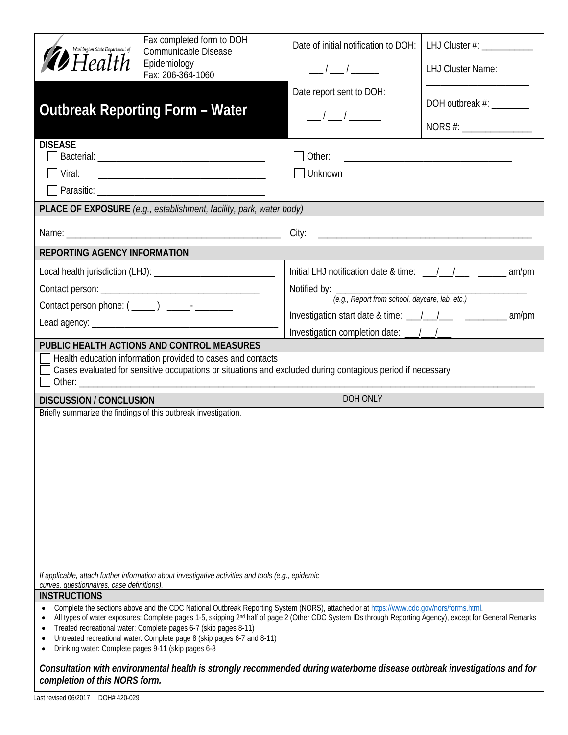Washington State Department of Health

Fax completed form to DOH Communicable Disease Epidemiology
Fax: 206-364-1060

# Outbreak Reporting Form – Water

Date of initial notification to DOH: ___ / ___ / ______

Date report sent to DOH: ___ / ___ / ______

LHJ Cluster #: ___________

LHJ Cluster Name: ______________________

DOH outbreak #: ________

NORS #: _______________

## DISEASE

☐ Bacterial: ___________________________________

☐ Viral: ___________________________________

☐ Parasitic: ___________________________________

☐ Other: ___________________________________

☐ Unknown

## PLACE OF EXPOSURE *(e.g., establishment, facility, park, water body)*

Name: _____________________________________________ City: _____________________________________________

## REPORTING AGENCY INFORMATION

Local health jurisdiction (LHJ): __________________________

Contact person: ________________________________

Contact person phone: ( _____ ) _____- ________

Lead agency: ________________________________________

Initial LHJ notification date & time: ___/___/___ ______ am/pm

Notified by: ________________________________________
*(e.g., Report from school, daycare, lab, etc.)*

Investigation start date & time: ___/___/___ ________ am/pm

Investigation completion date: ___/___/___

## PUBLIC HEALTH ACTIONS AND CONTROL MEASURES

☐ Health education information provided to cases and contacts

☐ Cases evaluated for sensitive occupations or situations and excluded during contagious period if necessary

☐ Other: ___________________________________________________________________________

## DISCUSSION / CONCLUSION

Briefly summarize the findings of this outbreak investigation.

*If applicable, attach further information about investigative activities and tools (e.g., epidemic curves, questionnaires, case definitions).*

DOH ONLY

## INSTRUCTIONS

- Complete the sections above and the CDC National Outbreak Reporting System (NORS), attached or at https://www.cdc.gov/nors/forms.html.
- All types of water exposures: Complete pages 1-5, skipping 2nd half of page 2 (Other CDC System IDs through Reporting Agency), except for General Remarks
- Treated recreational water: Complete pages 6-7 (skip pages 8-11)
- Untreated recreational water: Complete page 8 (skip pages 6-7 and 8-11)
- Drinking water: Complete pages 9-11 (skip pages 6-8

***Consultation with environmental health is strongly recommended during waterborne disease outbreak investigations and for completion of this NORS form.***

Last revised 06/2017 DOH# 420-029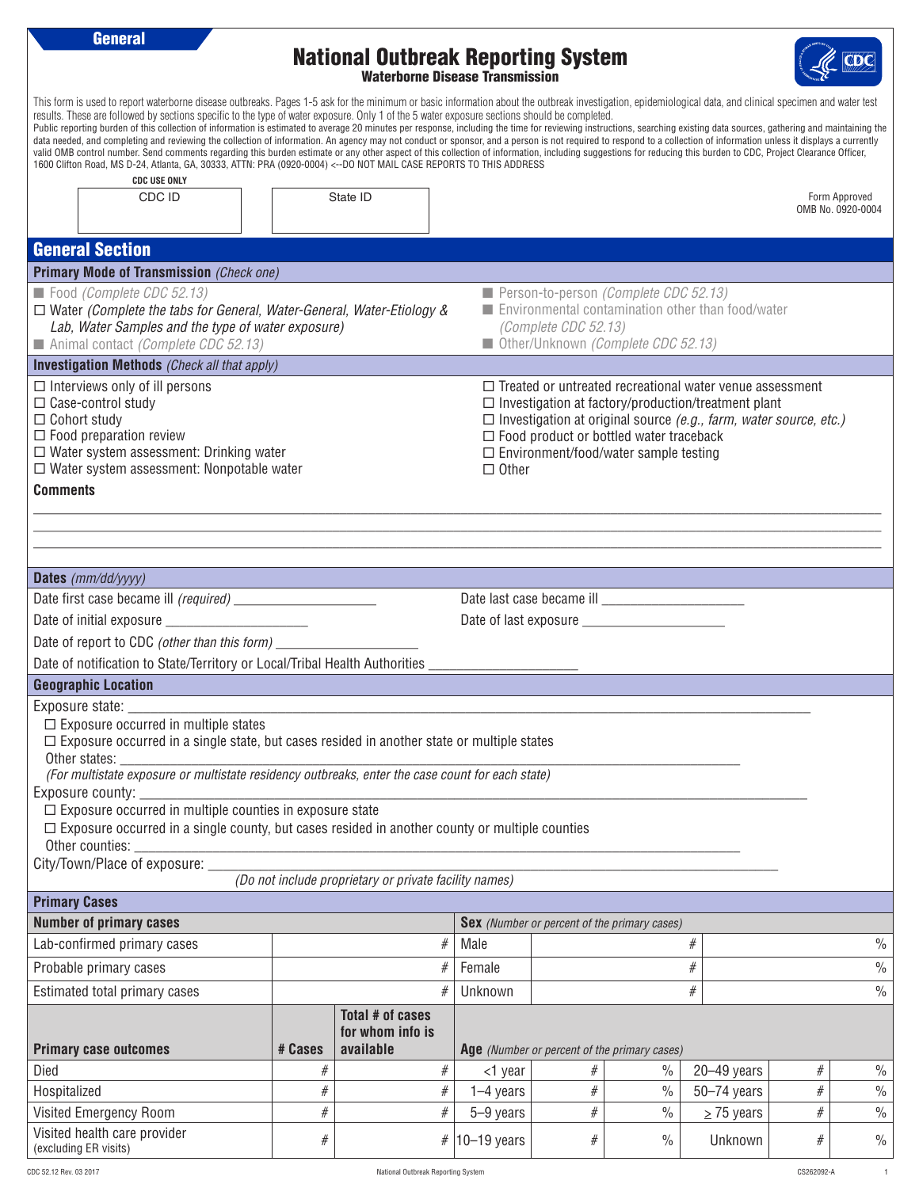General

# National Outbreak Reporting System
**Waterborne Disease Transmission**

This form is used to report waterborne disease outbreaks. Pages 1-5 ask for the minimum or basic information about the outbreak investigation, epidemiological data, and clinical specimen and water test results. These are followed by sections specific to the type of water exposure. Only 1 of the 5 water exposure sections should be completed.
Public reporting burden of this collection of information is estimated to average 20 minutes per response, including the time for reviewing instructions, searching existing data sources, gathering and maintaining the data needed, and completing and reviewing the collection of information. An agency may not conduct or sponsor, and a person is not required to respond to a collection of information unless it displays a currently valid OMB control number. Send comments regarding this burden estimate or any other aspect of this collection of information, including suggestions for reducing this burden to CDC, Project Clearance Officer, 1600 Clifton Road, MS D-24, Atlanta, GA, 30333, ATTN: PRA (0920-0004) <--DO NOT MAIL CASE REPORTS TO THIS ADDRESS

CDC USE ONLY

| CDC ID | State ID |
|---|---|
| | |

Form Approved
OMB No. 0920-0004

## General Section

### Primary Mode of Transmission *(Check one)*

- ■ Food *(Complete CDC 52.13)*
- ☐ Water *(Complete the tabs for General, Water-General, Water-Etiology & Lab, Water Samples and the type of water exposure)*
- ■ Animal contact *(Complete CDC 52.13)*
- ■ Person-to-person *(Complete CDC 52.13)*
- ■ Environmental contamination other than food/water *(Complete CDC 52.13)*
- ■ Other/Unknown *(Complete CDC 52.13)*

### Investigation Methods *(Check all that apply)*

- ☐ Interviews only of ill persons
- ☐ Case-control study
- ☐ Cohort study
- ☐ Food preparation review
- ☐ Water system assessment: Drinking water
- ☐ Water system assessment: Nonpotable water
- ☐ Treated or untreated recreational water venue assessment
- ☐ Investigation at factory/production/treatment plant
- ☐ Investigation at original source *(e.g., farm, water source, etc.)*
- ☐ Food product or bottled water traceback
- ☐ Environment/food/water sample testing
- ☐ Other

**Comments**

______________________________________________

______________________________________________

______________________________________________

### Dates *(mm/dd/yyyy)*

Date first case became ill *(required)* ____________________

Date last case became ill ____________________

Date of initial exposure ____________________

Date of last exposure ____________________

Date of report to CDC *(other than this form)* ____________________

Date of notification to State/Territory or Local/Tribal Health Authorities ____________________

### Geographic Location

Exposure state: ______________________________________________

- ☐ Exposure occurred in multiple states
- ☐ Exposure occurred in a single state, but cases resided in another state or multiple states

Other states: ______________________________________________

*(For multistate exposure or multistate residency outbreaks, enter the case count for each state)*

Exposure county: ______________________________________________

- ☐ Exposure occurred in multiple counties in exposure state
- ☐ Exposure occurred in a single county, but cases resided in another county or multiple counties

Other counties: ______________________________________________

City/Town/Place of exposure: ______________________________________________

*(Do not include proprietary or private facility names)*

### Primary Cases

| Number of primary cases | |
|---|---|
| Lab-confirmed primary cases | # |
| Probable primary cases | # |
| Estimated total primary cases | # |

| Sex *(Number or percent of the primary cases)* | | |
|---|---|---|
| Male | # | % |
| Female | # | % |
| Unknown | # | % |

| Primary case outcomes | # Cases | Total # of cases for whom info is available |
|---|---|---|
| Died | # | # |
| Hospitalized | # | # |
| Visited Emergency Room | # | # |
| Visited health care provider (excluding ER visits) | # | # |

| Age *(Number or percent of the primary cases)* | | | | | |
|---|---|---|---|---|---|
| <1 year | # | % | 20–49 years | # | % |
| 1–4 years | # | % | 50–74 years | # | % |
| 5–9 years | # | % | ≥ 75 years | # | % |
| 10–19 years | # | % | Unknown | # | % |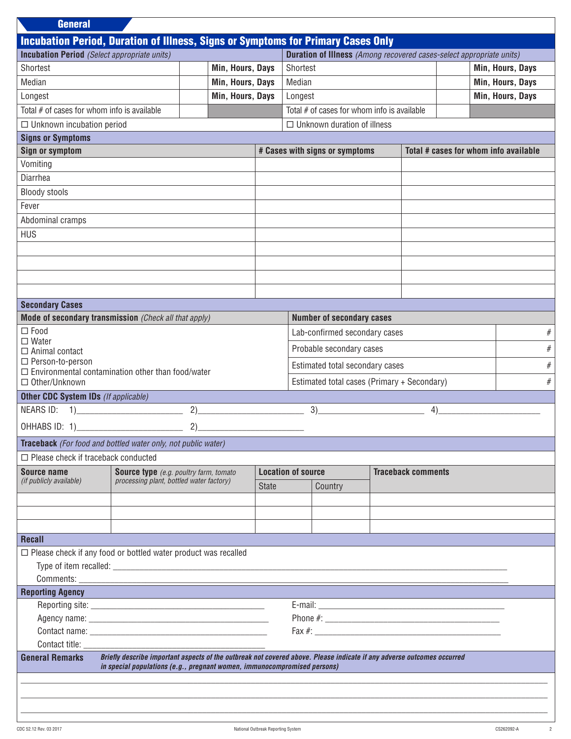## General

### Incubation Period, Duration of Illness, Signs or Symptoms for Primary Cases Only

| **Incubation Period** *(Select appropriate units)* | | | **Duration of Illness** *(Among recovered cases-select appropriate units)* | | |
|---|---|---|---|---|---|
| Shortest | | **Min, Hours, Days** | Shortest | | **Min, Hours, Days** |
| Median | | **Min, Hours, Days** | Median | | **Min, Hours, Days** |
| Longest | | **Min, Hours, Days** | Longest | | **Min, Hours, Days** |
| Total # of cases for whom info is available | | | Total # of cases for whom info is available | | |
| ☐ Unknown incubation period | | | ☐ Unknown duration of illness | | |

### Signs or Symptoms

| Sign or symptom | # Cases with signs or symptoms | Total # cases for whom info available |
|---|---|---|
| Vomiting | | |
| Diarrhea | | |
| Bloody stools | | |
| Fever | | |
| Abdominal cramps | | |
| HUS | | |
| | | |
| | | |
| | | |
| | | |

### Secondary Cases

**Mode of secondary transmission** *(Check all that apply)*

- ☐ Food
- ☐ Water
- ☐ Animal contact
- ☐ Person-to-person
- ☐ Environmental contamination other than food/water
- ☐ Other/Unknown

| Number of secondary cases | |
|---|---|
| Lab-confirmed secondary cases | # |
| Probable secondary cases | # |
| Estimated total secondary cases | # |
| Estimated total cases (Primary + Secondary) | # |

### Other CDC System IDs *(If applicable)*

NEARS ID: 1)________________ 2)________________ 3)________________ 4)________________

OHHABS ID: 1)________________ 2)________________

### Traceback *(For food and bottled water only, not public water)*

☐ Please check if traceback conducted

| **Source name** *(if publicly available)* | **Source type** *(e.g. poultry farm, tomato processing plant, bottled water factory)* | **Location of source** State | Country | **Traceback comments** |
|---|---|---|---|---|
| | | | | |
| | | | | |
| | | | | |

### Recall

☐ Please check if any food or bottled water product was recalled

Type of item recalled: ________________________________________

Comments: ________________________________________

### Reporting Agency

Reporting site: ____________________ E-mail: ____________________

Agency name: ____________________ Phone #: ____________________

Contact name: ____________________ Fax #: ____________________

Contact title: ____________________

### General Remarks

***Briefly describe important aspects of the outbreak not covered above. Please indicate if any adverse outcomes occurred in special populations (e.g., pregnant women, immunocompromised persons)***

________________________________________

________________________________________

________________________________________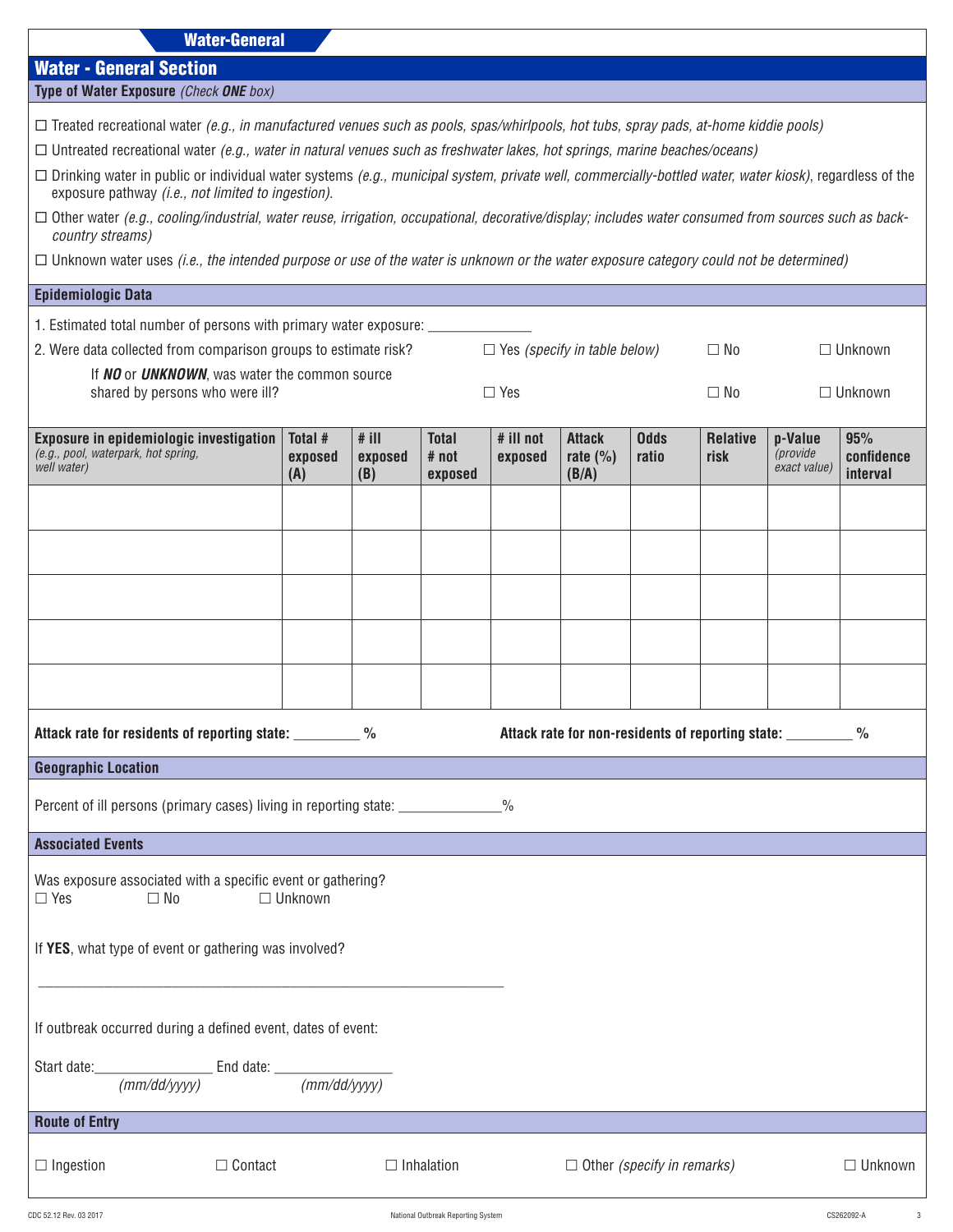## Water-General

## Water - General Section

### Type of Water Exposure *(Check **ONE** box)*

☐ Treated recreational water *(e.g., in manufactured venues such as pools, spas/whirlpools, hot tubs, spray pads, at-home kiddie pools)*

☐ Untreated recreational water *(e.g., water in natural venues such as freshwater lakes, hot springs, marine beaches/oceans)*

☐ Drinking water in public or individual water systems *(e.g., municipal system, private well, commercially-bottled water, water kiosk)*, regardless of the exposure pathway *(i.e., not limited to ingestion).*

☐ Other water *(e.g., cooling/industrial, water reuse, irrigation, occupational, decorative/display; includes water consumed from sources such as back-country streams)*

☐ Unknown water uses *(i.e., the intended purpose or use of the water is unknown or the water exposure category could not be determined)*

### Epidemiologic Data

1. Estimated total number of persons with primary water exposure: ______________

2. Were data collected from comparison groups to estimate risk? ☐ Yes *(specify in table below)* ☐ No ☐ Unknown

   If ***NO*** or ***UNKNOWN***, was water the common source shared by persons who were ill? ☐ Yes ☐ No ☐ Unknown

| Exposure in epidemiologic investigation *(e.g., pool, waterpark, hot spring, well water)* | Total # exposed (A) | # ill exposed (B) | Total # not exposed | # ill not exposed | Attack rate (%) (B/A) | Odds ratio | Relative risk | p-Value *(provide exact value)* | 95% confidence interval |
|---|---|---|---|---|---|---|---|---|---|
| | | | | | | | | | |
| | | | | | | | | | |
| | | | | | | | | | |
| | | | | | | | | | |
| | | | | | | | | | |

**Attack rate for residents of reporting state:** _________ **%** **Attack rate for non-residents of reporting state:** _________ **%**

### Geographic Location

Percent of ill persons (primary cases) living in reporting state: ______________%

### Associated Events

Was exposure associated with a specific event or gathering?
☐ Yes ☐ No ☐ Unknown

If **YES**, what type of event or gathering was involved?

_______________________________________________________________

If outbreak occurred during a defined event, dates of event:

Start date:________________ *(mm/dd/yyyy)* End date: ________________ *(mm/dd/yyyy)*

### Route of Entry

☐ Ingestion ☐ Contact ☐ Inhalation ☐ Other *(specify in remarks)* ☐ Unknown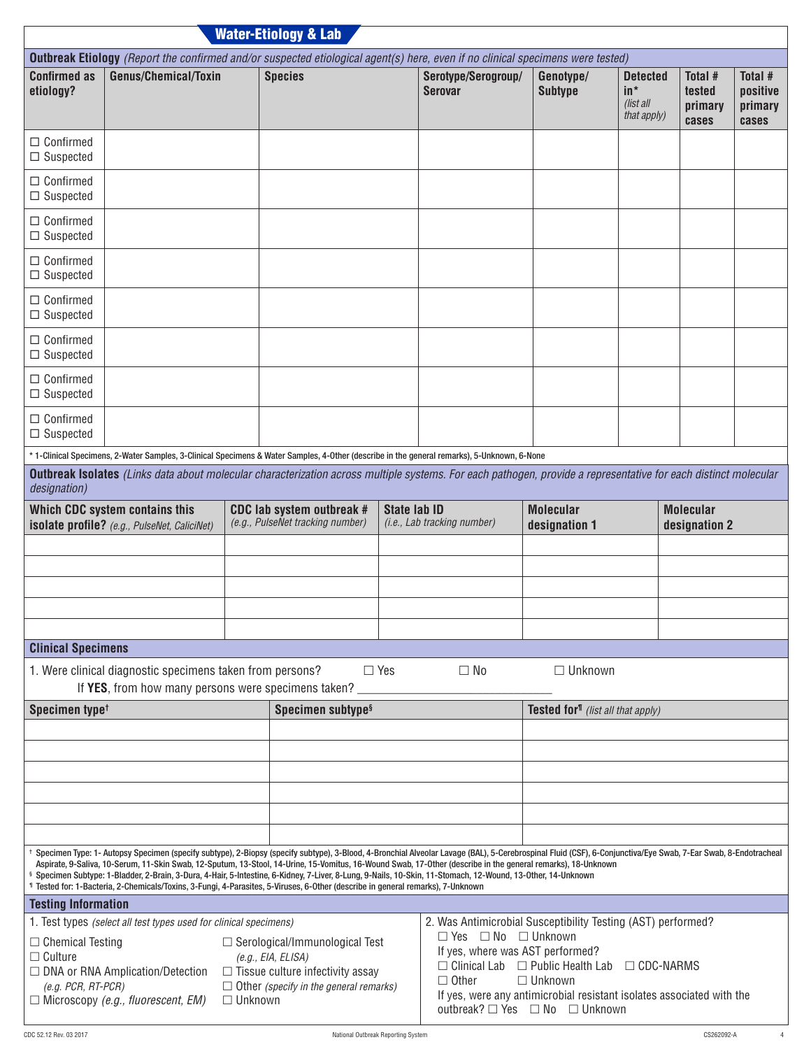## Water-Etiology & Lab

### Outbreak Etiology *(Report the confirmed and/or suspected etiological agent(s) here, even if no clinical specimens were tested)*

| Confirmed as etiology? | Genus/Chemical/Toxin | Species | Serotype/Serogroup/ Serovar | Genotype/ Subtype | Detected in* *(list all that apply)* | Total # tested primary cases | Total # positive primary cases |
|---|---|---|---|---|---|---|---|
| ☐ Confirmed ☐ Suspected | | | | | | | |
| ☐ Confirmed ☐ Suspected | | | | | | | |
| ☐ Confirmed ☐ Suspected | | | | | | | |
| ☐ Confirmed ☐ Suspected | | | | | | | |
| ☐ Confirmed ☐ Suspected | | | | | | | |
| ☐ Confirmed ☐ Suspected | | | | | | | |
| ☐ Confirmed ☐ Suspected | | | | | | | |
| ☐ Confirmed ☐ Suspected | | | | | | | |

\* 1-Clinical Specimens, 2-Water Samples, 3-Clinical Specimens & Water Samples, 4-Other (describe in the general remarks), 5-Unknown, 6-None

### Outbreak Isolates *(Links data about molecular characterization across multiple systems. For each pathogen, provide a representative for each distinct molecular designation)*

| Which CDC system contains this isolate profile? *(e.g., PulseNet, CaliciNet)* | CDC lab system outbreak # *(e.g., PulseNet tracking number)* | State lab ID *(i.e., Lab tracking number)* | Molecular designation 1 | Molecular designation 2 |
|---|---|---|---|---|
| | | | | |
| | | | | |
| | | | | |
| | | | | |
| | | | | |

### Clinical Specimens

1. Were clinical diagnostic specimens taken from persons? ☐ Yes ☐ No ☐ Unknown
   If **YES**, from how many persons were specimens taken? ____________________

| Specimen type† | Specimen subtype§ | Tested for¶ *(list all that apply)* |
|---|---|---|
| | | |
| | | |
| | | |
| | | |
| | | |
| | | |

† Specimen Type: 1- Autopsy Specimen (specify subtype), 2-Biopsy (specify subtype), 3-Blood, 4-Bronchial Alveolar Lavage (BAL), 5-Cerebrospinal Fluid (CSF), 6-Conjunctiva/Eye Swab, 7-Ear Swab, 8-Endotracheal Aspirate, 9-Saliva, 10-Serum, 11-Skin Swab, 12-Sputum, 13-Stool, 14-Urine, 15-Vomitus, 16-Wound Swab, 17-Other (describe in the general remarks), 18-Unknown

§ Specimen Subtype: 1-Bladder, 2-Brain, 3-Dura, 4-Hair, 5-Intestine, 6-Kidney, 7-Liver, 8-Lung, 9-Nails, 10-Skin, 11-Stomach, 12-Wound, 13-Other, 14-Unknown

¶ Tested for: 1-Bacteria, 2-Chemicals/Toxins, 3-Fungi, 4-Parasites, 5-Viruses, 6-Other (describe in general remarks), 7-Unknown

### Testing Information

1. Test types *(select all test types used for clinical specimens)*
   - ☐ Chemical Testing
   - ☐ Culture
   - ☐ DNA or RNA Amplification/Detection *(e.g. PCR, RT-PCR)*
   - ☐ Microscopy *(e.g., fluorescent, EM)*
   - ☐ Serological/Immunological Test *(e.g., EIA, ELISA)*
   - ☐ Tissue culture infectivity assay
   - ☐ Other *(specify in the general remarks)*
   - ☐ Unknown

2. Was Antimicrobial Susceptibility Testing (AST) performed?
   ☐ Yes ☐ No ☐ Unknown
   If yes, where was AST performed?
   ☐ Clinical Lab ☐ Public Health Lab ☐ CDC-NARMS
   ☐ Other ☐ Unknown
   If yes, were any antimicrobial resistant isolates associated with the outbreak? ☐ Yes ☐ No ☐ Unknown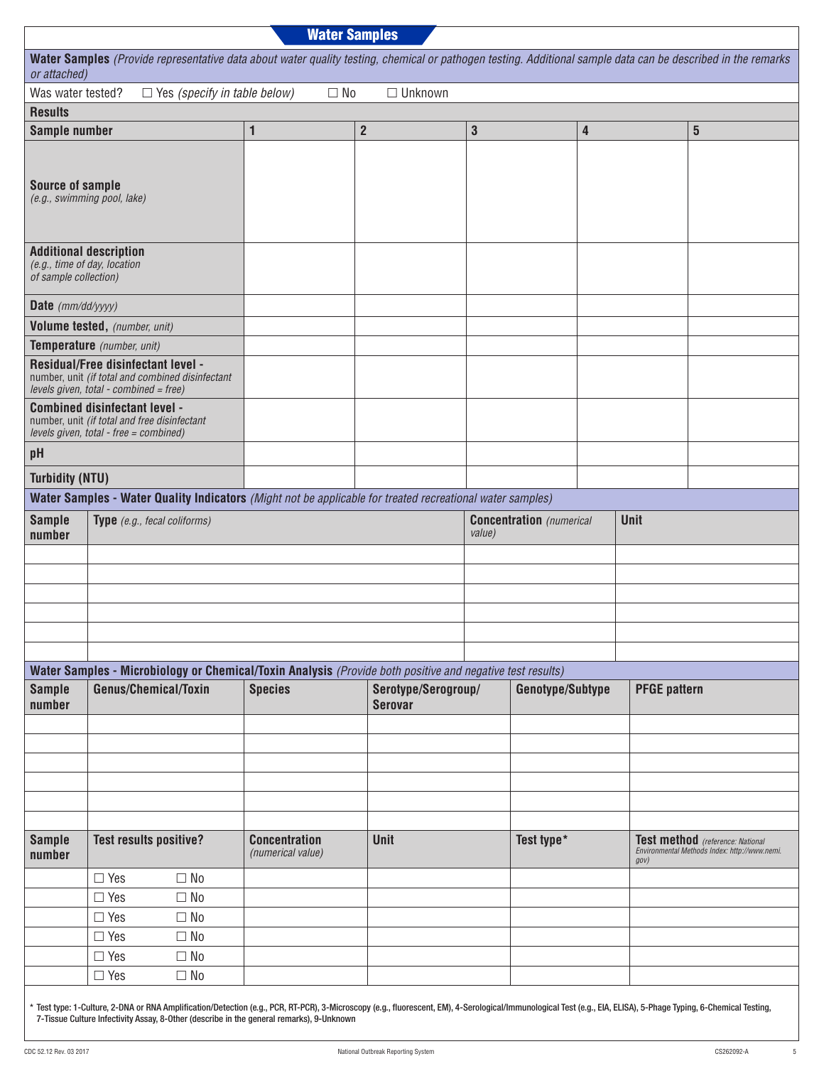## Water Samples

**Water Samples** *(Provide representative data about water quality testing, chemical or pathogen testing. Additional sample data can be described in the remarks or attached)*

Was water tested? ☐ Yes *(specify in table below)* ☐ No ☐ Unknown

**Results**

| **Sample number** | **1** | **2** | **3** | **4** | **5** |
|---|---|---|---|---|---|
| **Source of sample** *(e.g., swimming pool, lake)* | | | | | |
| **Additional description** *(e.g., time of day, location of sample collection)* | | | | | |
| **Date** *(mm/dd/yyyy)* | | | | | |
| **Volume tested,** *(number, unit)* | | | | | |
| **Temperature** *(number, unit)* | | | | | |
| **Residual/Free disinfectant level -** number, unit *(if total and combined disinfectant levels given, total - combined = free)* | | | | | |
| **Combined disinfectant level -** number, unit *(if total and free disinfectant levels given, total - free = combined)* | | | | | |
| **pH** | | | | | |
| **Turbidity (NTU)** | | | | | |

**Water Samples - Water Quality Indicators** *(Might not be applicable for treated recreational water samples)*

| **Sample number** | **Type** *(e.g., fecal coliforms)* | **Concentration** *(numerical value)* | **Unit** |
|---|---|---|---|
| | | | |
| | | | |
| | | | |
| | | | |
| | | | |
| | | | |

**Water Samples - Microbiology or Chemical/Toxin Analysis** *(Provide both positive and negative test results)*

| **Sample number** | **Genus/Chemical/Toxin** | **Species** | **Serotype/Serogroup/ Serovar** | **Genotype/Subtype** | **PFGE pattern** |
|---|---|---|---|---|---|
| | | | | | |
| | | | | | |
| | | | | | |
| | | | | | |
| | | | | | |
| | | | | | |

| **Sample number** | **Test results positive?** | **Concentration** *(numerical value)* | **Unit** | **Test type*** | **Test method** *(reference: National Environmental Methods Index: http://www.nemi.gov)* |
|---|---|---|---|---|---|
| | ☐ Yes ☐ No | | | | |
| | ☐ Yes ☐ No | | | | |
| | ☐ Yes ☐ No | | | | |
| | ☐ Yes ☐ No | | | | |
| | ☐ Yes ☐ No | | | | |
| | ☐ Yes ☐ No | | | | |

* Test type: 1-Culture, 2-DNA or RNA Amplification/Detection (e.g., PCR, RT-PCR), 3-Microscopy (e.g., fluorescent, EM), 4-Serological/Immunological Test (e.g., EIA, ELISA), 5-Phage Typing, 6-Chemical Testing, 7-Tissue Culture Infectivity Assay, 8-Other (describe in the general remarks), 9-Unknown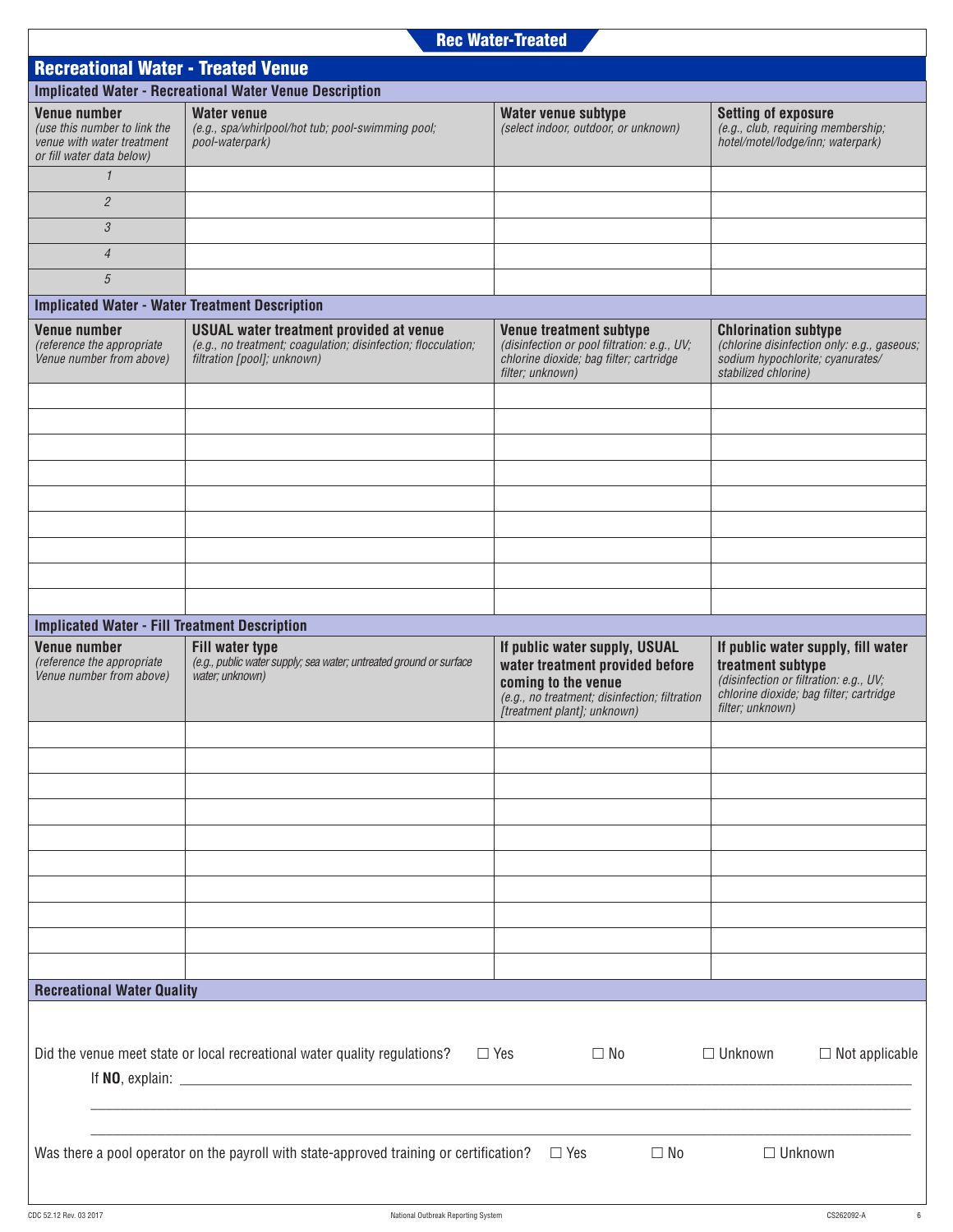# Rec Water-Treated

## Recreational Water - Treated Venue

### Implicated Water - Recreational Water Venue Description

| **Venue number** *(use this number to link the venue with water treatment or fill water data below)* | **Water venue** *(e.g., spa/whirlpool/hot tub; pool-swimming pool; pool-waterpark)* | **Water venue subtype** *(select indoor, outdoor, or unknown)* | **Setting of exposure** *(e.g., club, requiring membership; hotel/motel/lodge/inn; waterpark)* |
|---|---|---|---|
| 1 | | | |
| 2 | | | |
| 3 | | | |
| 4 | | | |
| 5 | | | |

### Implicated Water - Water Treatment Description

| **Venue number** *(reference the appropriate Venue number from above)* | **USUAL water treatment provided at venue** *(e.g., no treatment; coagulation; disinfection; flocculation; filtration [pool]; unknown)* | **Venue treatment subtype** *(disinfection or pool filtration: e.g., UV; chlorine dioxide; bag filter; cartridge filter; unknown)* | **Chlorination subtype** *(chlorine disinfection only: e.g., gaseous; sodium hypochlorite; cyanurates/ stabilized chlorine)* |
|---|---|---|---|
| | | | |
| | | | |
| | | | |
| | | | |
| | | | |
| | | | |
| | | | |
| | | | |
| | | | |

### Implicated Water - Fill Treatment Description

| **Venue number** *(reference the appropriate Venue number from above)* | **Fill water type** *(e.g., public water supply; sea water; untreated ground or surface water; unknown)* | **If public water supply, USUAL water treatment provided before coming to the venue** *(e.g., no treatment; disinfection; filtration [treatment plant]; unknown)* | **If public water supply, fill water treatment subtype** *(disinfection or filtration: e.g., UV; chlorine dioxide; bag filter; cartridge filter; unknown)* |
|---|---|---|---|
| | | | |
| | | | |
| | | | |
| | | | |
| | | | |
| | | | |
| | | | |
| | | | |
| | | | |
| | | | |

### Recreational Water Quality

Did the venue meet state or local recreational water quality regulations? ☐ Yes ☐ No ☐ Unknown ☐ Not applicable

If **NO**, explain: ______________________________________________

______________________________________________

______________________________________________

Was there a pool operator on the payroll with state-approved training or certification? ☐ Yes ☐ No ☐ Unknown

CDC 52.12 Rev. 03 2017 National Outbreak Reporting System CS262092-A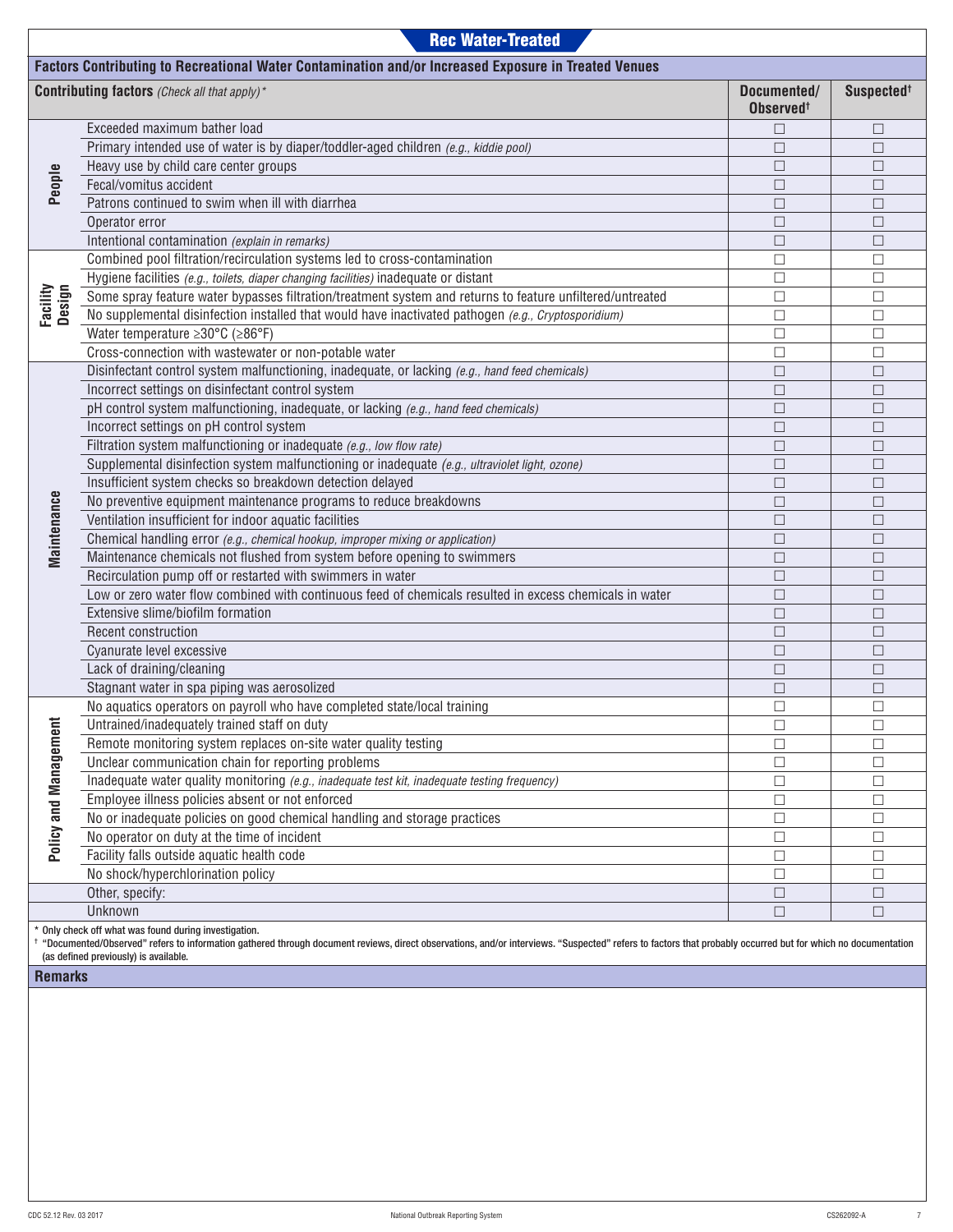## Rec Water-Treated

### Factors Contributing to Recreational Water Contamination and/or Increased Exposure in Treated Venues

| | **Contributing factors** *(Check all that apply)\** | **Documented/ Observed†** | **Suspected†** |
|---|---|---|---|
| **People** | Exceeded maximum bather load | ☐ | ☐ |
| | Primary intended use of water is by diaper/toddler-aged children *(e.g., kiddie pool)* | ☐ | ☐ |
| | Heavy use by child care center groups | ☐ | ☐ |
| | Fecal/vomitus accident | ☐ | ☐ |
| | Patrons continued to swim when ill with diarrhea | ☐ | ☐ |
| | Operator error | ☐ | ☐ |
| | Intentional contamination *(explain in remarks)* | ☐ | ☐ |
| **Facility Design** | Combined pool filtration/recirculation systems led to cross-contamination | ☐ | ☐ |
| | Hygiene facilities *(e.g., toilets, diaper changing facilities)* inadequate or distant | ☐ | ☐ |
| | Some spray feature water bypasses filtration/treatment system and returns to feature unfiltered/untreated | ☐ | ☐ |
| | No supplemental disinfection installed that would have inactivated pathogen *(e.g., Cryptosporidium)* | ☐ | ☐ |
| | Water temperature ≥30°C (≥86°F) | ☐ | ☐ |
| | Cross-connection with wastewater or non-potable water | ☐ | ☐ |
| **Maintenance** | Disinfectant control system malfunctioning, inadequate, or lacking *(e.g., hand feed chemicals)* | ☐ | ☐ |
| | Incorrect settings on disinfectant control system | ☐ | ☐ |
| | pH control system malfunctioning, inadequate, or lacking *(e.g., hand feed chemicals)* | ☐ | ☐ |
| | Incorrect settings on pH control system | ☐ | ☐ |
| | Filtration system malfunctioning or inadequate *(e.g., low flow rate)* | ☐ | ☐ |
| | Supplemental disinfection system malfunctioning or inadequate *(e.g., ultraviolet light, ozone)* | ☐ | ☐ |
| | Insufficient system checks so breakdown detection delayed | ☐ | ☐ |
| | No preventive equipment maintenance programs to reduce breakdowns | ☐ | ☐ |
| | Ventilation insufficient for indoor aquatic facilities | ☐ | ☐ |
| | Chemical handling error *(e.g., chemical hookup, improper mixing or application)* | ☐ | ☐ |
| | Maintenance chemicals not flushed from system before opening to swimmers | ☐ | ☐ |
| | Recirculation pump off or restarted with swimmers in water | ☐ | ☐ |
| | Low or zero water flow combined with continuous feed of chemicals resulted in excess chemicals in water | ☐ | ☐ |
| | Extensive slime/biofilm formation | ☐ | ☐ |
| | Recent construction | ☐ | ☐ |
| | Cyanurate level excessive | ☐ | ☐ |
| | Lack of draining/cleaning | ☐ | ☐ |
| | Stagnant water in spa piping was aerosolized | ☐ | ☐ |
| **Policy and Management** | No aquatics operators on payroll who have completed state/local training | ☐ | ☐ |
| | Untrained/inadequately trained staff on duty | ☐ | ☐ |
| | Remote monitoring system replaces on-site water quality testing | ☐ | ☐ |
| | Unclear communication chain for reporting problems | ☐ | ☐ |
| | Inadequate water quality monitoring *(e.g., inadequate test kit, inadequate testing frequency)* | ☐ | ☐ |
| | Employee illness policies absent or not enforced | ☐ | ☐ |
| | No or inadequate policies on good chemical handling and storage practices | ☐ | ☐ |
| | No operator on duty at the time of incident | ☐ | ☐ |
| | Facility falls outside aquatic health code | ☐ | ☐ |
| | No shock/hyperchlorination policy | ☐ | ☐ |
| | Other, specify: | ☐ | ☐ |
| | Unknown | ☐ | ☐ |

\* Only check off what was found during investigation.

† "Documented/Observed" refers to information gathered through document reviews, direct observations, and/or interviews. "Suspected" refers to factors that probably occurred but for which no documentation (as defined previously) is available.

### Remarks

CDC 52.12 Rev. 03 2017 National Outbreak Reporting System CS262092-A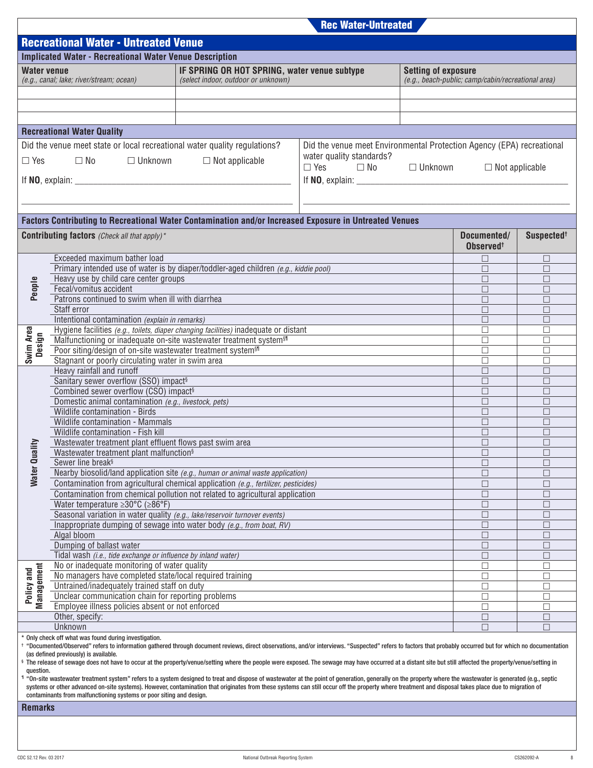Rec Water-Untreated

## Recreational Water - Untreated Venue

### Implicated Water - Recreational Water Venue Description

| Water venue *(e.g., canal; lake; river/stream; ocean)* | IF SPRING OR HOT SPRING, water venue subtype *(select indoor, outdoor or unknown)* | Setting of exposure *(e.g., beach-public; camp/cabin/recreational area)* |
|---|---|---|
| | | |
| | | |
| | | |

### Recreational Water Quality

Did the venue meet state or local recreational water quality regulations?

☐ Yes ☐ No ☐ Unknown ☐ Not applicable

If **NO**, explain: ______________________________________________

______________________________________________

Did the venue meet Environmental Protection Agency (EPA) recreational water quality standards?

☐ Yes ☐ No ☐ Unknown ☐ Not applicable

If **NO**, explain: ______________________________________________

______________________________________________

### Factors Contributing to Recreational Water Contamination and/or Increased Exposure in Untreated Venues

| | **Contributing factors** *(Check all that apply)** | Documented/ Observed† | Suspected† |
|---|---|---|---|
| People | Exceeded maximum bather load | ☐ | ☐ |
| | Primary intended use of water is by diaper/toddler-aged children *(e.g., kiddie pool)* | ☐ | ☐ |
| | Heavy use by child care center groups | ☐ | ☐ |
| | Fecal/vomitus accident | ☐ | ☐ |
| | Patrons continued to swim when ill with diarrhea | ☐ | ☐ |
| | Staff error | ☐ | ☐ |
| | Intentional contamination *(explain in remarks)* | ☐ | ☐ |
| Swim Area Design | Hygiene facilities *(e.g., toilets, diaper changing facilities)* inadequate or distant | ☐ | ☐ |
| | Malfunctioning or inadequate on-site wastewater treatment system§¶ | ☐ | ☐ |
| | Poor siting/design of on-site wastewater treatment system§¶ | ☐ | ☐ |
| | Stagnant or poorly circulating water in swim area | ☐ | ☐ |
| Water Quality | Heavy rainfall and runoff | ☐ | ☐ |
| | Sanitary sewer overflow (SSO) impact§ | ☐ | ☐ |
| | Combined sewer overflow (CSO) impact§ | ☐ | ☐ |
| | Domestic animal contamination *(e.g., livestock, pets)* | ☐ | ☐ |
| | Wildlife contamination - Birds | ☐ | ☐ |
| | Wildlife contamination - Mammals | ☐ | ☐ |
| | Wildlife contamination - Fish kill | ☐ | ☐ |
| | Wastewater treatment plant effluent flows past swim area | ☐ | ☐ |
| | Wastewater treatment plant malfunction§ | ☐ | ☐ |
| | Sewer line break§ | ☐ | ☐ |
| | Nearby biosolid/land application site *(e.g., human or animal waste application)* | ☐ | ☐ |
| | Contamination from agricultural chemical application *(e.g., fertilizer, pesticides)* | ☐ | ☐ |
| | Contamination from chemical pollution not related to agricultural application | ☐ | ☐ |
| | Water temperature ≥30°C (≥86°F) | ☐ | ☐ |
| | Seasonal variation in water quality *(e.g., lake/reservoir turnover events)* | ☐ | ☐ |
| | Inappropriate dumping of sewage into water body *(e.g., from boat, RV)* | ☐ | ☐ |
| | Algal bloom | ☐ | ☐ |
| | Dumping of ballast water | ☐ | ☐ |
| | Tidal wash *(i.e., tide exchange or influence by inland water)* | ☐ | ☐ |
| Policy and Management | No or inadequate monitoring of water quality | ☐ | ☐ |
| | No managers have completed state/local required training | ☐ | ☐ |
| | Untrained/inadequately trained staff on duty | ☐ | ☐ |
| | Unclear communication chain for reporting problems | ☐ | ☐ |
| | Employee illness policies absent or not enforced | ☐ | ☐ |
| | Other, specify: | ☐ | ☐ |
| | Unknown | ☐ | ☐ |

\* Only check off what was found during investigation.

† "Documented/Observed" refers to information gathered through document reviews, direct observations, and/or interviews. "Suspected" refers to factors that probably occurred but for which no documentation (as defined previously) is available.

§ The release of sewage does not have to occur at the property/venue/setting where the people were exposed. The sewage may have occurred at a distant site but still affected the property/venue/setting in question.

¶ "On-site wastewater treatment system" refers to a system designed to treat and dispose of wastewater at the point of generation, generally on the property where the wastewater is generated (e.g., septic systems or other advanced on-site systems). However, contamination that originates from these systems can still occur off the property where treatment and disposal takes place due to migration of contaminants from malfunctioning systems or poor siting and design.

### Remarks

CDC 52.12 Rev. 03 2017 National Outbreak Reporting System CS262092-A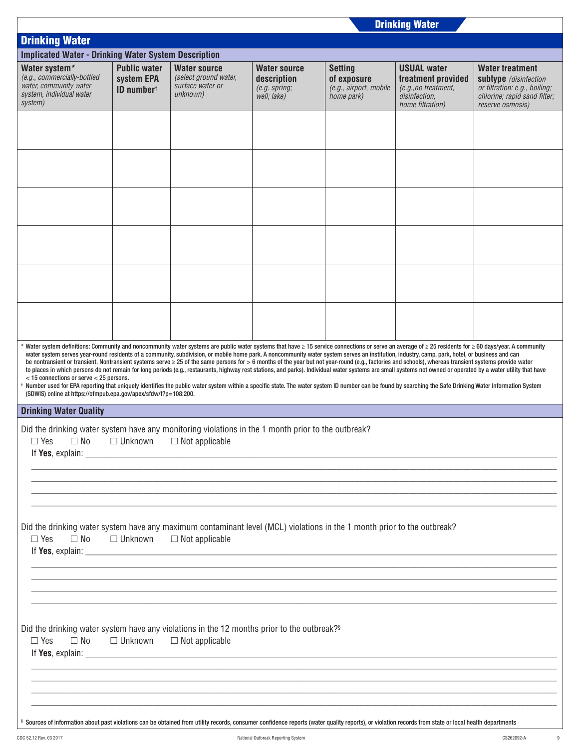## Drinking Water

### Implicated Water - Drinking Water System Description

| Water system* *(e.g., commercially-bottled water, community water system, individual water system)* | Public water system EPA ID number† | Water source *(select ground water, surface water or unknown)* | Water source description *(e.g. spring; well; lake)* | Setting of exposure *(e.g., airport, mobile home park)* | USUAL water treatment provided *(e.g.,no treatment, disinfection, home filtration)* | Water treatment subtype *(disinfection or filtration: e.g., boiling; chlorine; rapid sand filter; reserve osmosis)* |
|---|---|---|---|---|---|---|
| | | | | | | |
| | | | | | | |
| | | | | | | |
| | | | | | | |
| | | | | | | |
| | | | | | | |

\* Water system definitions: Community and noncommunity water systems are public water systems that have ≥ 15 service connections or serve an average of ≥ 25 residents for ≥ 60 days/year. A community water system serves year-round residents of a community, subdivision, or mobile home park. A noncommunity water system serves an institution, industry, camp, park, hotel, or business and can be nontransient or transient. Nontransient systems serve ≥ 25 of the same persons for > 6 months of the year but not year-round (e.g., factories and schools), whereas transient systems provide water to places in which persons do not remain for long periods (e.g., restaurants, highway rest stations, and parks). Individual water systems are small systems not owned or operated by a water utility that have < 15 connections or serve < 25 persons.

† Number used for EPA reporting that uniquely identifies the public water system within a specific state. The water system ID number can be found by searching the Safe Drinking Water Information System (SDWIS) online at https://ofmpub.epa.gov/apex/sfdw/f?p=108:200.

### Drinking Water Quality

Did the drinking water system have any monitoring violations in the 1 month prior to the outbreak?

☐ Yes ☐ No ☐ Unknown ☐ Not applicable

If **Yes**, explain: ______________________________________________

______________________________________________

______________________________________________

______________________________________________

______________________________________________

Did the drinking water system have any maximum contaminant level (MCL) violations in the 1 month prior to the outbreak?

☐ Yes ☐ No ☐ Unknown ☐ Not applicable

If **Yes**, explain: ______________________________________________

______________________________________________

______________________________________________

______________________________________________

______________________________________________

Did the drinking water system have any violations in the 12 months prior to the outbreak?§

☐ Yes ☐ No ☐ Unknown ☐ Not applicable

If **Yes**, explain: ______________________________________________

______________________________________________

______________________________________________

______________________________________________

______________________________________________

§ Sources of information about past violations can be obtained from utility records, consumer confidence reports (water quality reports), or violation records from state or local health departments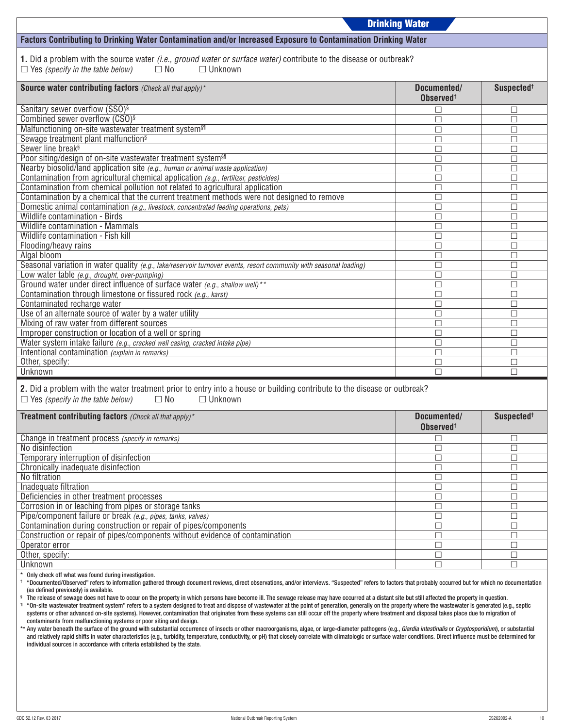## Drinking Water

### Factors Contributing to Drinking Water Contamination and/or Increased Exposure to Contamination Drinking Water

**1.** Did a problem with the source water *(i.e., ground water or surface water)* contribute to the disease or outbreak?
☐ Yes *(specify in the table below)* ☐ No ☐ Unknown

| **Source water contributing factors** *(Check all that apply)* * | **Documented/ Observed**† | **Suspected**† |
|---|---|---|
| Sanitary sewer overflow (SSO)§ | ☐ | ☐ |
| Combined sewer overflow (CSO)§ | ☐ | ☐ |
| Malfunctioning on-site wastewater treatment system§¶ | ☐ | ☐ |
| Sewage treatment plant malfunction§ | ☐ | ☐ |
| Sewer line break§ | ☐ | ☐ |
| Poor siting/design of on-site wastewater treatment system§¶ | ☐ | ☐ |
| Nearby biosolid/land application site *(e.g., human or animal waste application)* | ☐ | ☐ |
| Contamination from agricultural chemical application *(e.g., fertilizer, pesticides)* | ☐ | ☐ |
| Contamination from chemical pollution not related to agricultural application | ☐ | ☐ |
| Contamination by a chemical that the current treatment methods were not designed to remove | ☐ | ☐ |
| Domestic animal contamination *(e.g., livestock, concentrated feeding operations, pets)* | ☐ | ☐ |
| Wildlife contamination - Birds | ☐ | ☐ |
| Wildlife contamination - Mammals | ☐ | ☐ |
| Wildlife contamination - Fish kill | ☐ | ☐ |
| Flooding/heavy rains | ☐ | ☐ |
| Algal bloom | ☐ | ☐ |
| Seasonal variation in water quality *(e.g., lake/reservoir turnover events, resort community with seasonal loading)* | ☐ | ☐ |
| Low water table *(e.g., drought, over-pumping)* | ☐ | ☐ |
| Ground water under direct influence of surface water *(e.g., shallow well)* ** | ☐ | ☐ |
| Contamination through limestone or fissured rock *(e.g., karst)* | ☐ | ☐ |
| Contaminated recharge water | ☐ | ☐ |
| Use of an alternate source of water by a water utility | ☐ | ☐ |
| Mixing of raw water from different sources | ☐ | ☐ |
| Improper construction or location of a well or spring | ☐ | ☐ |
| Water system intake failure *(e.g., cracked well casing, cracked intake pipe)* | ☐ | ☐ |
| Intentional contamination *(explain in remarks)* | ☐ | ☐ |
| Other, specify: | ☐ | ☐ |
| Unknown | ☐ | ☐ |

**2.** Did a problem with the water treatment prior to entry into a house or building contribute to the disease or outbreak?
☐ Yes *(specify in the table below)* ☐ No ☐ Unknown

| **Treatment contributing factors** *(Check all that apply)* * | **Documented/ Observed**† | **Suspected**† |
|---|---|---|
| Change in treatment process *(specify in remarks)* | ☐ | ☐ |
| No disinfection | ☐ | ☐ |
| Temporary interruption of disinfection | ☐ | ☐ |
| Chronically inadequate disinfection | ☐ | ☐ |
| No filtration | ☐ | ☐ |
| Inadequate filtration | ☐ | ☐ |
| Deficiencies in other treatment processes | ☐ | ☐ |
| Corrosion in or leaching from pipes or storage tanks | ☐ | ☐ |
| Pipe/component failure or break *(e.g., pipes, tanks, valves)* | ☐ | ☐ |
| Contamination during construction or repair of pipes/components | ☐ | ☐ |
| Construction or repair of pipes/components without evidence of contamination | ☐ | ☐ |
| Operator error | ☐ | ☐ |
| Other, specify: | ☐ | ☐ |
| Unknown | ☐ | ☐ |

\* Only check off what was found during investigation.

† "Documented/Observed" refers to information gathered through document reviews, direct observations, and/or interviews. "Suspected" refers to factors that probably occurred but for which no documentation (as defined previously) is available.

§ The release of sewage does not have to occur on the property in which persons have become ill. The sewage release may have occurred at a distant site but still affected the property in question.

¶ "On-site wastewater treatment system" refers to a system designed to treat and dispose of wastewater at the point of generation, generally on the property where the wastewater is generated (e.g., septic systems or other advanced on-site systems). However, contamination that originates from these systems can still occur off the property where treatment and disposal takes place due to migration of contaminants from malfunctioning systems or poor siting and design.

** Any water beneath the surface of the ground with substantial occurrence of insects or other macroorganisms, algae, or large-diameter pathogens (e.g., *Giardia intestinalis* or *Cryptosporidium*), or substantial and relatively rapid shifts in water characteristics (e.g., turbidity, temperature, conductivity, or pH) that closely correlate with climatologic or surface water conditions. Direct influence must be determined for individual sources in accordance with criteria established by the state.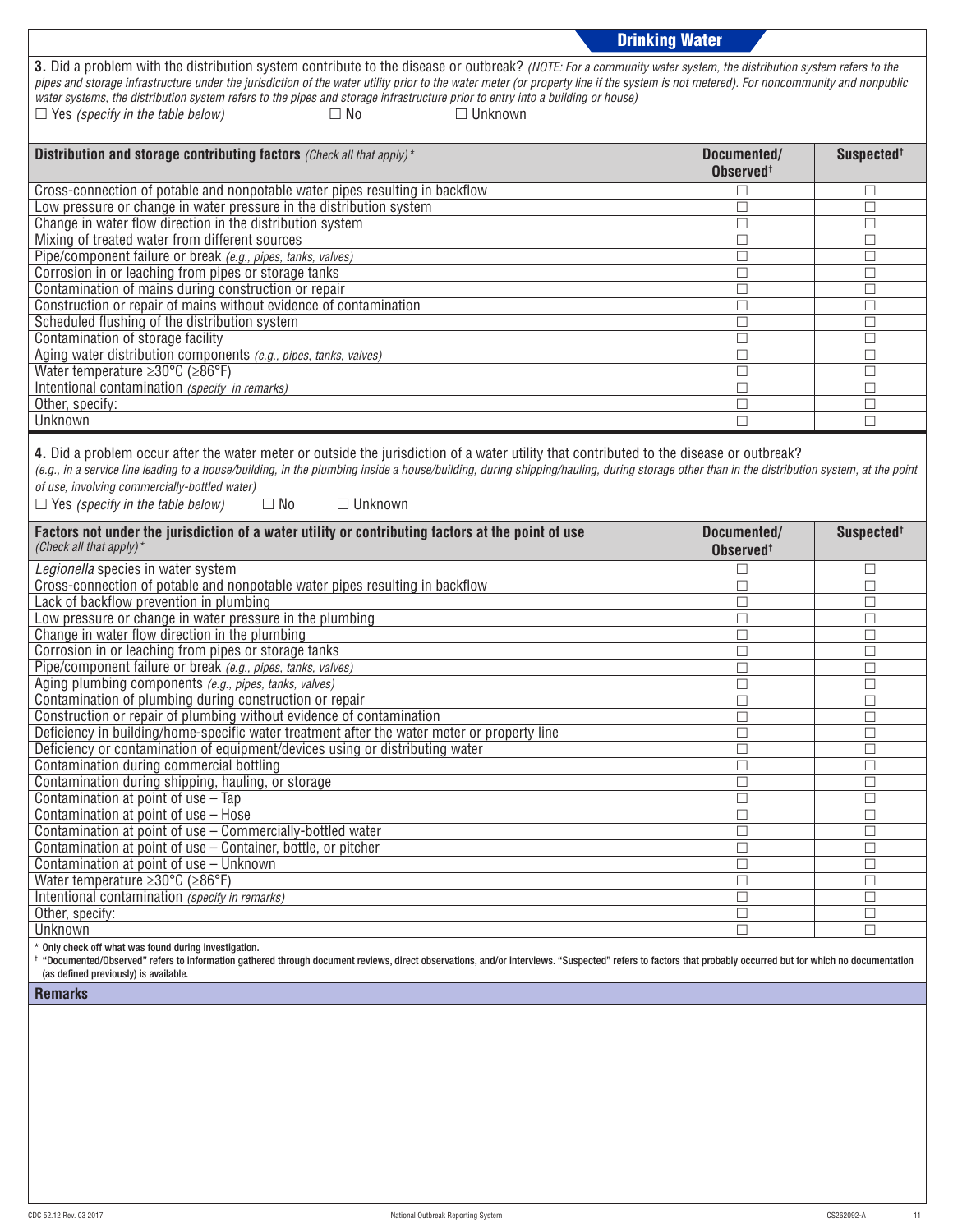## Drinking Water

**3.** Did a problem with the distribution system contribute to the disease or outbreak? *(NOTE: For a community water system, the distribution system refers to the pipes and storage infrastructure under the jurisdiction of the water utility prior to the water meter (or property line if the system is not metered). For noncommunity and nonpublic water systems, the distribution system refers to the pipes and storage infrastructure prior to entry into a building or house)*

☐ Yes *(specify in the table below)* ☐ No ☐ Unknown

| **Distribution and storage contributing factors** *(Check all that apply)* * | **Documented/ Observed†** | **Suspected†** |
|---|---|---|
| Cross-connection of potable and nonpotable water pipes resulting in backflow | ☐ | ☐ |
| Low pressure or change in water pressure in the distribution system | ☐ | ☐ |
| Change in water flow direction in the distribution system | ☐ | ☐ |
| Mixing of treated water from different sources | ☐ | ☐ |
| Pipe/component failure or break *(e.g., pipes, tanks, valves)* | ☐ | ☐ |
| Corrosion in or leaching from pipes or storage tanks | ☐ | ☐ |
| Contamination of mains during construction or repair | ☐ | ☐ |
| Construction or repair of mains without evidence of contamination | ☐ | ☐ |
| Scheduled flushing of the distribution system | ☐ | ☐ |
| Contamination of storage facility | ☐ | ☐ |
| Aging water distribution components *(e.g., pipes, tanks, valves)* | ☐ | ☐ |
| Water temperature ≥30°C (≥86°F) | ☐ | ☐ |
| Intentional contamination *(specify in remarks)* | ☐ | ☐ |
| Other, specify: | ☐ | ☐ |
| Unknown | ☐ | ☐ |

**4.** Did a problem occur after the water meter or outside the jurisdiction of a water utility that contributed to the disease or outbreak?
*(e.g., in a service line leading to a house/building, in the plumbing inside a house/building, during shipping/hauling, during storage other than in the distribution system, at the point of use, involving commercially-bottled water)*

☐ Yes *(specify in the table below)* ☐ No ☐ Unknown

| **Factors not under the jurisdiction of a water utility or contributing factors at the point of use** *(Check all that apply)* * | **Documented/ Observed†** | **Suspected†** |
|---|---|---|
| *Legionella* species in water system | ☐ | ☐ |
| Cross-connection of potable and nonpotable water pipes resulting in backflow | ☐ | ☐ |
| Lack of backflow prevention in plumbing | ☐ | ☐ |
| Low pressure or change in water pressure in the plumbing | ☐ | ☐ |
| Change in water flow direction in the plumbing | ☐ | ☐ |
| Corrosion in or leaching from pipes or storage tanks | ☐ | ☐ |
| Pipe/component failure or break *(e.g., pipes, tanks, valves)* | ☐ | ☐ |
| Aging plumbing components *(e.g., pipes, tanks, valves)* | ☐ | ☐ |
| Contamination of plumbing during construction or repair | ☐ | ☐ |
| Construction or repair of plumbing without evidence of contamination | ☐ | ☐ |
| Deficiency in building/home-specific water treatment after the water meter or property line | ☐ | ☐ |
| Deficiency or contamination of equipment/devices using or distributing water | ☐ | ☐ |
| Contamination during commercial bottling | ☐ | ☐ |
| Contamination during shipping, hauling, or storage | ☐ | ☐ |
| Contamination at point of use – Tap | ☐ | ☐ |
| Contamination at point of use – Hose | ☐ | ☐ |
| Contamination at point of use – Commercially-bottled water | ☐ | ☐ |
| Contamination at point of use – Container, bottle, or pitcher | ☐ | ☐ |
| Contamination at point of use – Unknown | ☐ | ☐ |
| Water temperature ≥30°C (≥86°F) | ☐ | ☐ |
| Intentional contamination *(specify in remarks)* | ☐ | ☐ |
| Other, specify: | ☐ | ☐ |
| Unknown | ☐ | ☐ |

* Only check off what was found during investigation.

† "Documented/Observed" refers to information gathered through document reviews, direct observations, and/or interviews. "Suspected" refers to factors that probably occurred but for which no documentation (as defined previously) is available.

**Remarks**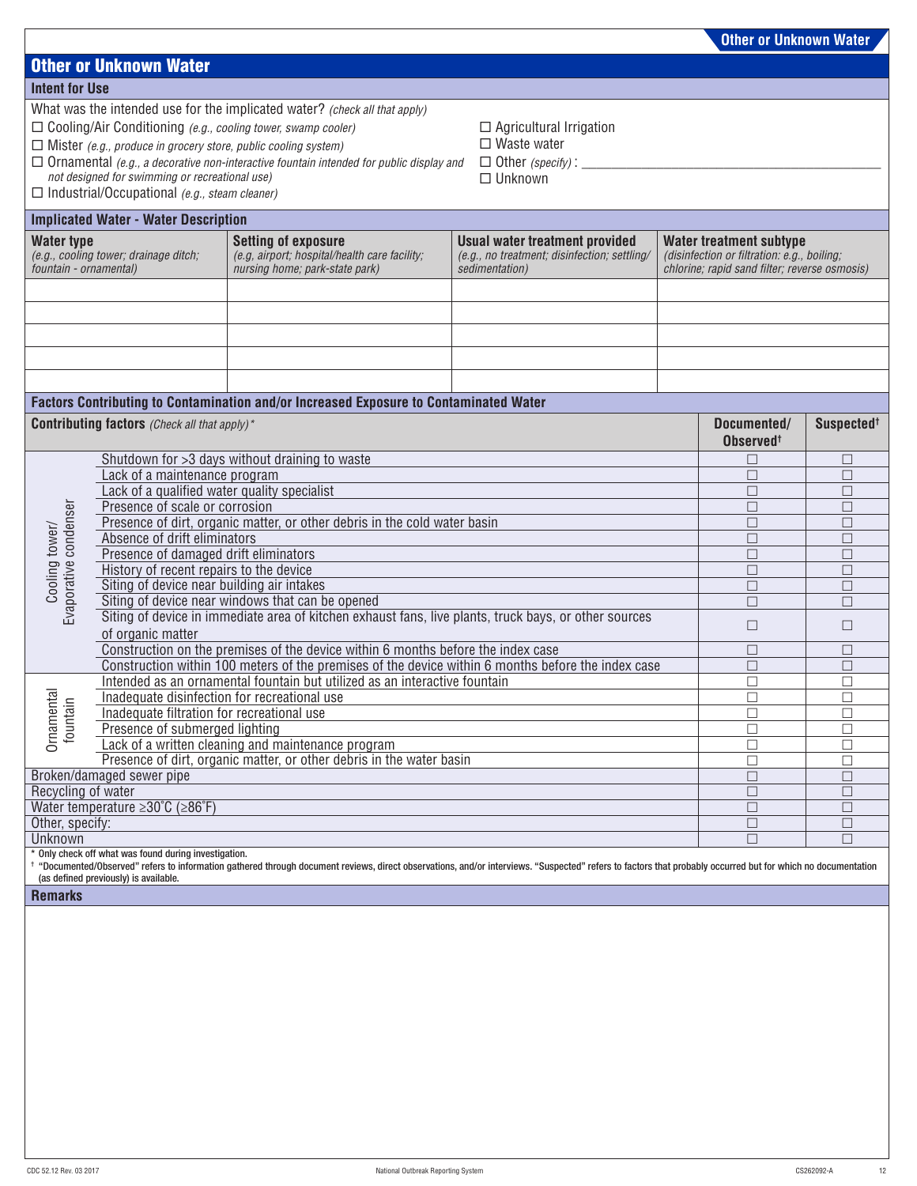## Other or Unknown Water

### Intent for Use

What was the intended use for the implicated water? *(check all that apply)*

- ☐ Cooling/Air Conditioning *(e.g., cooling tower, swamp cooler)*
- ☐ Mister *(e.g., produce in grocery store, public cooling system)*
- ☐ Ornamental *(e.g., a decorative non-interactive fountain intended for public display and not designed for swimming or recreational use)*
- ☐ Industrial/Occupational *(e.g., steam cleaner)*
- ☐ Agricultural Irrigation
- ☐ Waste water
- ☐ Other *(specify)*: ______________________
- ☐ Unknown

### Implicated Water - Water Description

| **Water type** *(e.g., cooling tower; drainage ditch; fountain - ornamental)* | **Setting of exposure** *(e.g, airport; hospital/health care facility; nursing home; park-state park)* | **Usual water treatment provided** *(e.g., no treatment; disinfection; settling/ sedimentation)* | **Water treatment subtype** *(disinfection or filtration: e.g., boiling; chlorine; rapid sand filter; reverse osmosis)* |
|---|---|---|---|
| | | | |
| | | | |
| | | | |
| | | | |
| | | | |

### Factors Contributing to Contamination and/or Increased Exposure to Contaminated Water

| | **Contributing factors** *(Check all that apply)** | **Documented/ Observed†** | **Suspected†** |
|---|---|---|---|
| Cooling tower/ Evaporative condenser | Shutdown for >3 days without draining to waste | ☐ | ☐ |
| | Lack of a maintenance program | ☐ | ☐ |
| | Lack of a qualified water quality specialist | ☐ | ☐ |
| | Presence of scale or corrosion | ☐ | ☐ |
| | Presence of dirt, organic matter, or other debris in the cold water basin | ☐ | ☐ |
| | Absence of drift eliminators | ☐ | ☐ |
| | Presence of damaged drift eliminators | ☐ | ☐ |
| | History of recent repairs to the device | ☐ | ☐ |
| | Siting of device near building air intakes | ☐ | ☐ |
| | Siting of device near windows that can be opened | ☐ | ☐ |
| | Siting of device in immediate area of kitchen exhaust fans, live plants, truck bays, or other sources of organic matter | ☐ | ☐ |
| | Construction on the premises of the device within 6 months before the index case | ☐ | ☐ |
| | Construction within 100 meters of the premises of the device within 6 months before the index case | ☐ | ☐ |
| Ornamental fountain | Intended as an ornamental fountain but utilized as an interactive fountain | ☐ | ☐ |
| | Inadequate disinfection for recreational use | ☐ | ☐ |
| | Inadequate filtration for recreational use | ☐ | ☐ |
| | Presence of submerged lighting | ☐ | ☐ |
| | Lack of a written cleaning and maintenance program | ☐ | ☐ |
| | Presence of dirt, organic matter, or other debris in the water basin | ☐ | ☐ |
| Broken/damaged sewer pipe | | ☐ | ☐ |
| Recycling of water | | ☐ | ☐ |
| Water temperature ≥30˚C (≥86˚F) | | ☐ | ☐ |
| Other, specify: | | ☐ | ☐ |
| Unknown | | ☐ | ☐ |

\* Only check off what was found during investigation.

† "Documented/Observed" refers to information gathered through document reviews, direct observations, and/or interviews. "Suspected" refers to factors that probably occurred but for which no documentation (as defined previously) is available.

### Remarks

CDC 52.12 Rev. 03 2017 — National Outbreak Reporting System — CS262092-A